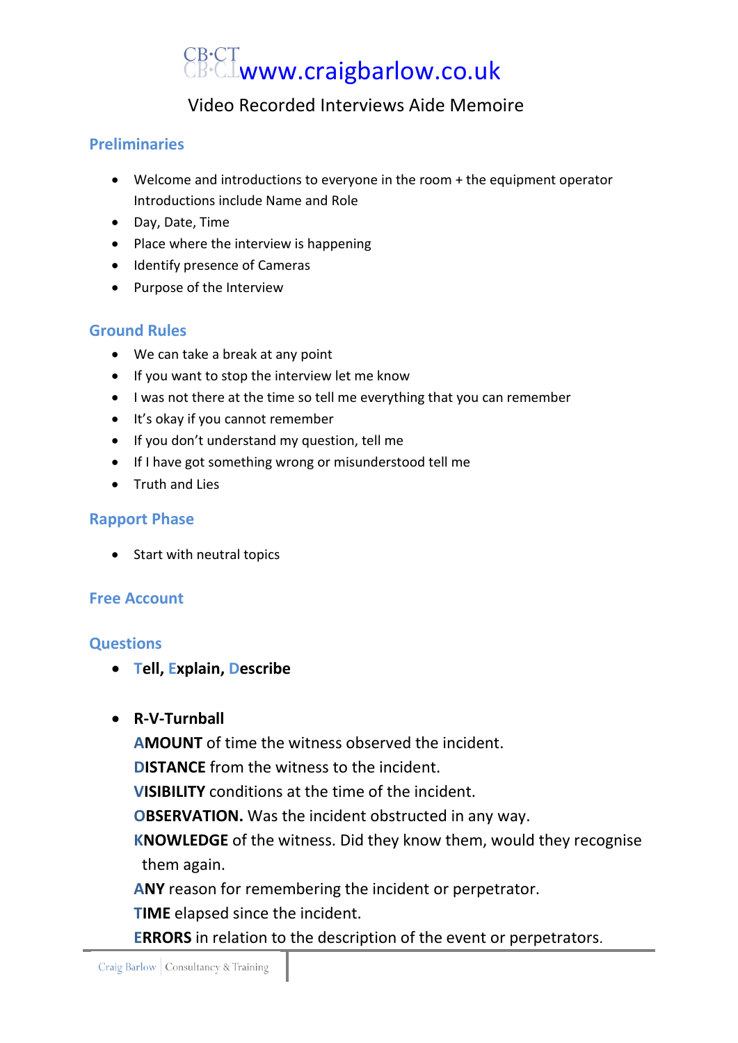CB·CT www.craigbarlow.co.uk

# Video Recorded Interviews Aide Memoire

## Preliminaries

- Welcome and introductions to everyone in the room + the equipment operator
  Introductions include Name and Role
- Day, Date, Time
- Place where the interview is happening
- Identify presence of Cameras
- Purpose of the Interview

## Ground Rules

- We can take a break at any point
- If you want to stop the interview let me know
- I was not there at the time so tell me everything that you can remember
- It's okay if you cannot remember
- If you don't understand my question, tell me
- If I have got something wrong or misunderstood tell me
- Truth and Lies

## Rapport Phase

- Start with neutral topics

## Free Account

## Questions

- **Tell, Explain, Describe**

- **R-V-Turnball**
  **AMOUNT** of time the witness observed the incident.
  **DISTANCE** from the witness to the incident.
  **VISIBILITY** conditions at the time of the incident.
  **OBSERVATION.** Was the incident obstructed in any way.
  **KNOWLEDGE** of the witness. Did they know them, would they recognise them again.
  **ANY** reason for remembering the incident or perpetrator.
  **TIME** elapsed since the incident.
  **ERRORS** in relation to the description of the event or perpetrators.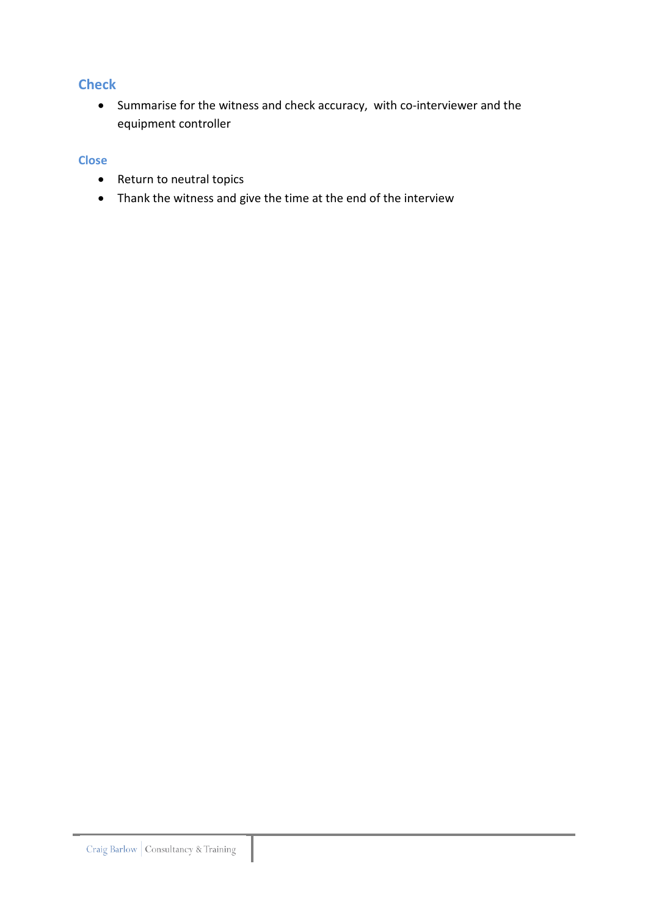## Check

- Summarise for the witness and check accuracy, with co-interviewer and the equipment controller

### Close

- Return to neutral topics
- Thank the witness and give the time at the end of the interview